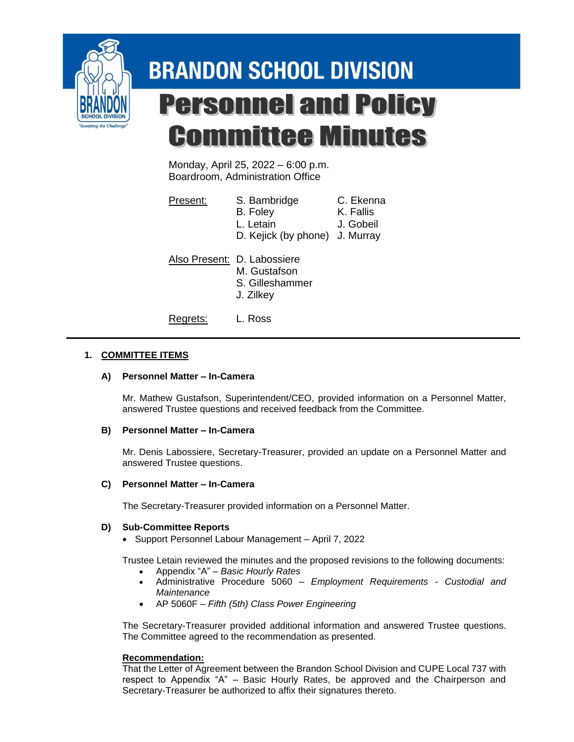# BRANDON SCHOOL DIVISION

# Personnel and Policy Committee Minutes

Monday, April 25, 2022 – 6:00 p.m.
Boardroom, Administration Office

| | | |
|---|---|---|
| Present: | S. Bambridge | C. Ekenna |
| | B. Foley | K. Fallis |
| | L. Letain | J. Gobeil |
| | D. Kejick (by phone) | J. Murray |
| Also Present: | D. Labossiere | |
| | M. Gustafson | |
| | S. Gilleshammer | |
| | J. Zilkey | |
| Regrets: | L. Ross | |

---

## 1. COMMITTEE ITEMS

### A) Personnel Matter – In-Camera

Mr. Mathew Gustafson, Superintendent/CEO, provided information on a Personnel Matter, answered Trustee questions and received feedback from the Committee.

### B) Personnel Matter – In-Camera

Mr. Denis Labossiere, Secretary-Treasurer, provided an update on a Personnel Matter and answered Trustee questions.

### C) Personnel Matter – In-Camera

The Secretary-Treasurer provided information on a Personnel Matter.

### D) Sub-Committee Reports

- Support Personnel Labour Management – April 7, 2022

Trustee Letain reviewed the minutes and the proposed revisions to the following documents:

- Appendix "A" – *Basic Hourly Rates*
- Administrative Procedure 5060 – *Employment Requirements - Custodial and Maintenance*
- AP 5060F – *Fifth (5th) Class Power Engineering*

The Secretary-Treasurer provided additional information and answered Trustee questions. The Committee agreed to the recommendation as presented.

**Recommendation:**
That the Letter of Agreement between the Brandon School Division and CUPE Local 737 with respect to Appendix "A" – Basic Hourly Rates, be approved and the Chairperson and Secretary-Treasurer be authorized to affix their signatures thereto.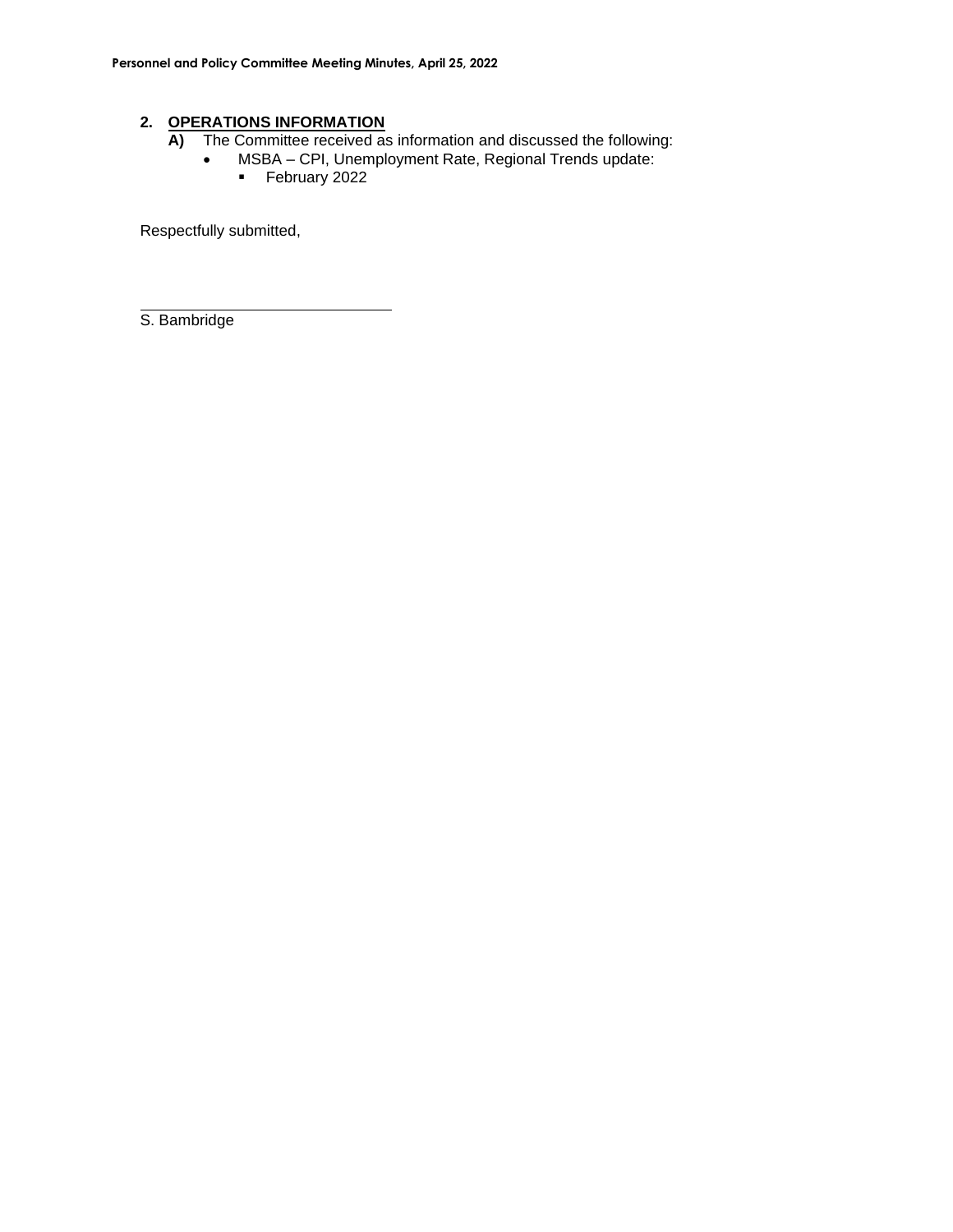## 2. OPERATIONS INFORMATION

**A)** The Committee received as information and discussed the following:

- MSBA – CPI, Unemployment Rate, Regional Trends update:
  - February 2022

Respectfully submitted,

S. Bambridge